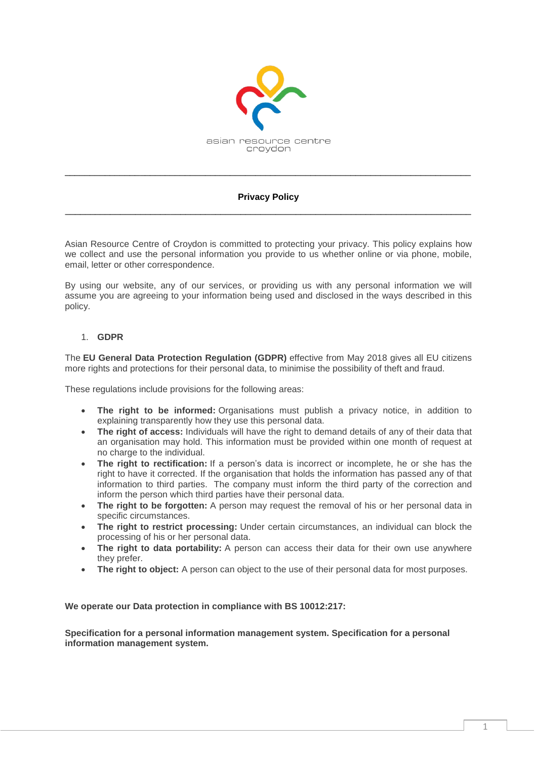asian resource centre
croydon

# Privacy Policy

Asian Resource Centre of Croydon is committed to protecting your privacy. This policy explains how we collect and use the personal information you provide to us whether online or via phone, mobile, email, letter or other correspondence.

By using our website, any of our services, or providing us with any personal information we will assume you are agreeing to your information being used and disclosed in the ways described in this policy.

## 1. GDPR

The **EU General Data Protection Regulation (GDPR)** effective from May 2018 gives all EU citizens more rights and protections for their personal data, to minimise the possibility of theft and fraud.

These regulations include provisions for the following areas:

- **The right to be informed:** Organisations must publish a privacy notice, in addition to explaining transparently how they use this personal data.
- **The right of access:** Individuals will have the right to demand details of any of their data that an organisation may hold. This information must be provided within one month of request at no charge to the individual.
- **The right to rectification:** If a person's data is incorrect or incomplete, he or she has the right to have it corrected. If the organisation that holds the information has passed any of that information to third parties. The company must inform the third party of the correction and inform the person which third parties have their personal data.
- **The right to be forgotten:** A person may request the removal of his or her personal data in specific circumstances.
- **The right to restrict processing:** Under certain circumstances, an individual can block the processing of his or her personal data.
- **The right to data portability:** A person can access their data for their own use anywhere they prefer.
- **The right to object:** A person can object to the use of their personal data for most purposes.

**We operate our Data protection in compliance with BS 10012:217:**

**Specification for a personal information management system. Specification for a personal information management system.**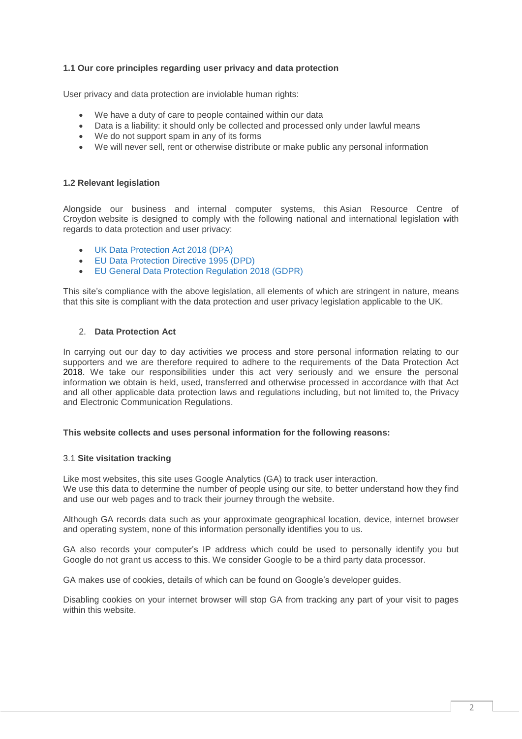### 1.1 Our core principles regarding user privacy and data protection

User privacy and data protection are inviolable human rights:

- We have a duty of care to people contained within our data
- Data is a liability: it should only be collected and processed only under lawful means
- We do not support spam in any of its forms
- We will never sell, rent or otherwise distribute or make public any personal information

### 1.2 Relevant legislation

Alongside our business and internal computer systems, this Asian Resource Centre of Croydon website is designed to comply with the following national and international legislation with regards to data protection and user privacy:

- UK Data Protection Act 2018 (DPA)
- EU Data Protection Directive 1995 (DPD)
- EU General Data Protection Regulation 2018 (GDPR)

This site's compliance with the above legislation, all elements of which are stringent in nature, means that this site is compliant with the data protection and user privacy legislation applicable to the UK.

## 2. Data Protection Act

In carrying out our day to day activities we process and store personal information relating to our supporters and we are therefore required to adhere to the requirements of the Data Protection Act 2018. We take our responsibilities under this act very seriously and we ensure the personal information we obtain is held, used, transferred and otherwise processed in accordance with that Act and all other applicable data protection laws and regulations including, but not limited to, the Privacy and Electronic Communication Regulations.

**This website collects and uses personal information for the following reasons:**

### 3.1 Site visitation tracking

Like most websites, this site uses Google Analytics (GA) to track user interaction.
We use this data to determine the number of people using our site, to better understand how they find and use our web pages and to track their journey through the website.

Although GA records data such as your approximate geographical location, device, internet browser and operating system, none of this information personally identifies you to us.

GA also records your computer's IP address which could be used to personally identify you but Google do not grant us access to this. We consider Google to be a third party data processor.

GA makes use of cookies, details of which can be found on Google's developer guides.

Disabling cookies on your internet browser will stop GA from tracking any part of your visit to pages within this website.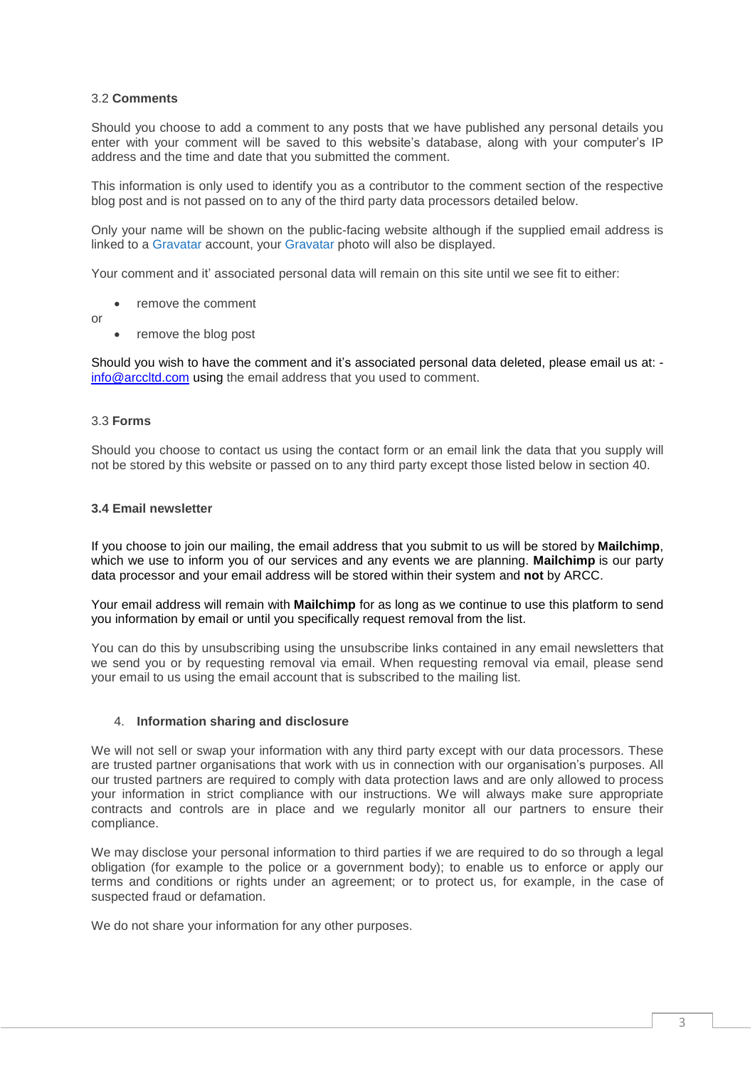### 3.2 **Comments**

Should you choose to add a comment to any posts that we have published any personal details you enter with your comment will be saved to this website's database, along with your computer's IP address and the time and date that you submitted the comment.

This information is only used to identify you as a contributor to the comment section of the respective blog post and is not passed on to any of the third party data processors detailed below.

Only your name will be shown on the public-facing website although if the supplied email address is linked to a Gravatar account, your Gravatar photo will also be displayed.

Your comment and it' associated personal data will remain on this site until we see fit to either:

- remove the comment

or

- remove the blog post

Should you wish to have the comment and it's associated personal data deleted, please email us at: - info@arccltd.com using the email address that you used to comment.

### 3.3 **Forms**

Should you choose to contact us using the contact form or an email link the data that you supply will not be stored by this website or passed on to any third party except those listed below in section 40.

### **3.4 Email newsletter**

If you choose to join our mailing, the email address that you submit to us will be stored by **Mailchimp**, which we use to inform you of our services and any events we are planning. **Mailchimp** is our party data processor and your email address will be stored within their system and **not** by ARCC.

Your email address will remain with **Mailchimp** for as long as we continue to use this platform to send you information by email or until you specifically request removal from the list.

You can do this by unsubscribing using the unsubscribe links contained in any email newsletters that we send you or by requesting removal via email. When requesting removal via email, please send your email to us using the email account that is subscribed to the mailing list.

## 4. **Information sharing and disclosure**

We will not sell or swap your information with any third party except with our data processors. These are trusted partner organisations that work with us in connection with our organisation's purposes. All our trusted partners are required to comply with data protection laws and are only allowed to process your information in strict compliance with our instructions. We will always make sure appropriate contracts and controls are in place and we regularly monitor all our partners to ensure their compliance.

We may disclose your personal information to third parties if we are required to do so through a legal obligation (for example to the police or a government body); to enable us to enforce or apply our terms and conditions or rights under an agreement; or to protect us, for example, in the case of suspected fraud or defamation.

We do not share your information for any other purposes.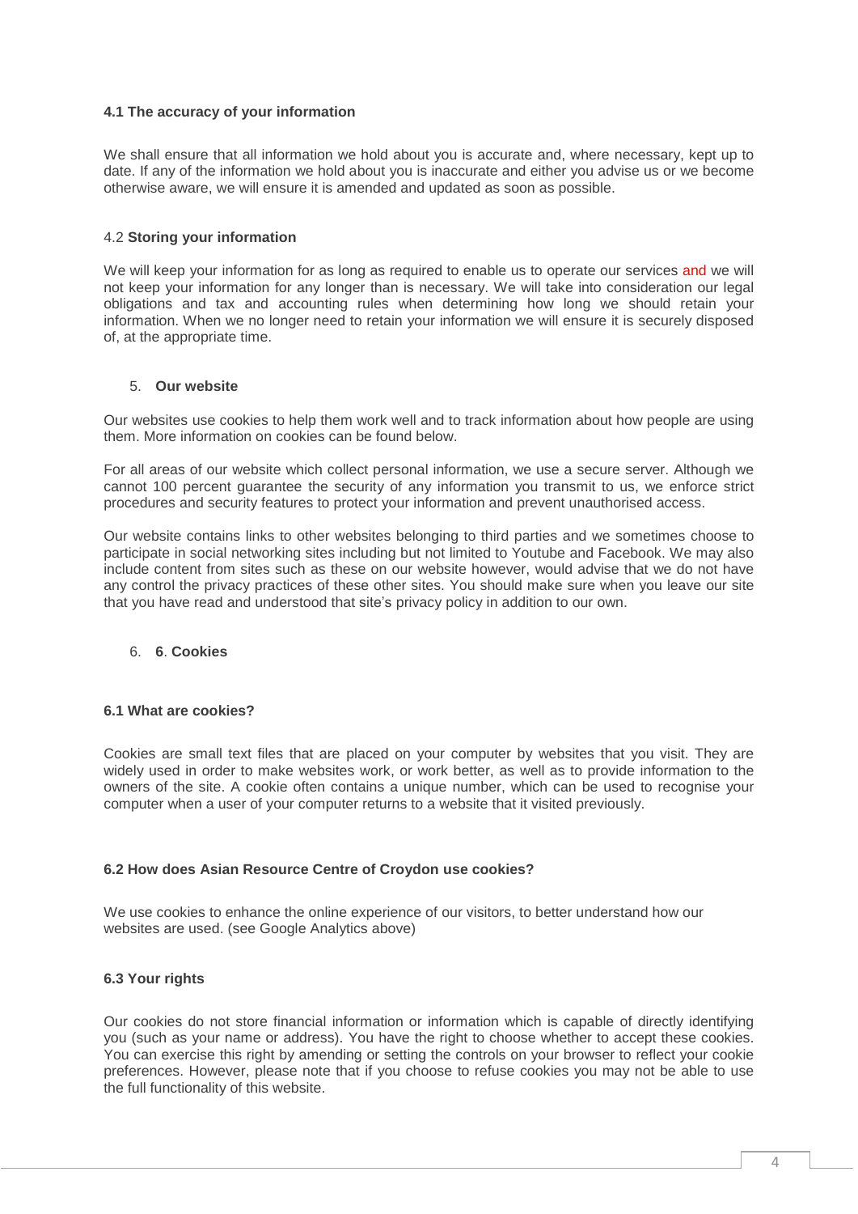### 4.1 The accuracy of your information

We shall ensure that all information we hold about you is accurate and, where necessary, kept up to date. If any of the information we hold about you is inaccurate and either you advise us or we become otherwise aware, we will ensure it is amended and updated as soon as possible.

### 4.2 **Storing your information**

We will keep your information for as long as required to enable us to operate our services and we will not keep your information for any longer than is necessary. We will take into consideration our legal obligations and tax and accounting rules when determining how long we should retain your information. When we no longer need to retain your information we will ensure it is securely disposed of, at the appropriate time.

## 5. **Our website**

Our websites use cookies to help them work well and to track information about how people are using them. More information on cookies can be found below.

For all areas of our website which collect personal information, we use a secure server. Although we cannot 100 percent guarantee the security of any information you transmit to us, we enforce strict procedures and security features to protect your information and prevent unauthorised access.

Our website contains links to other websites belonging to third parties and we sometimes choose to participate in social networking sites including but not limited to Youtube and Facebook. We may also include content from sites such as these on our website however, would advise that we do not have any control the privacy practices of these other sites. You should make sure when you leave our site that you have read and understood that site's privacy policy in addition to our own.

## 6. **6**. **Cookies**

### 6.1 What are cookies?

Cookies are small text files that are placed on your computer by websites that you visit. They are widely used in order to make websites work, or work better, as well as to provide information to the owners of the site. A cookie often contains a unique number, which can be used to recognise your computer when a user of your computer returns to a website that it visited previously.

### 6.2 How does Asian Resource Centre of Croydon use cookies?

We use cookies to enhance the online experience of our visitors, to better understand how our websites are used. (see Google Analytics above)

### 6.3 Your rights

Our cookies do not store financial information or information which is capable of directly identifying you (such as your name or address). You have the right to choose whether to accept these cookies. You can exercise this right by amending or setting the controls on your browser to reflect your cookie preferences. However, please note that if you choose to refuse cookies you may not be able to use the full functionality of this website.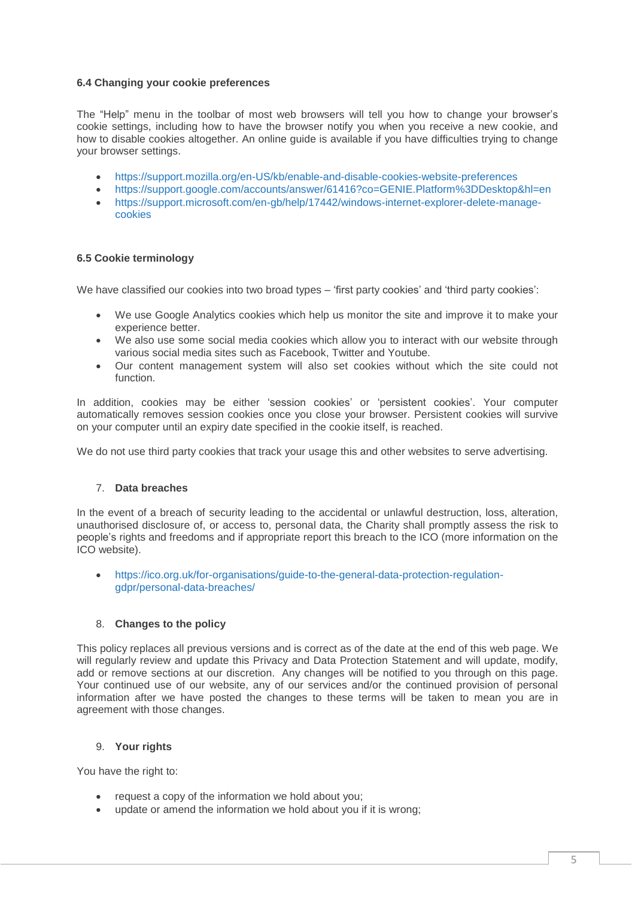### 6.4 Changing your cookie preferences

The “Help” menu in the toolbar of most web browsers will tell you how to change your browser’s cookie settings, including how to have the browser notify you when you receive a new cookie, and how to disable cookies altogether. An online guide is available if you have difficulties trying to change your browser settings.

- https://support.mozilla.org/en-US/kb/enable-and-disable-cookies-website-preferences
- https://support.google.com/accounts/answer/61416?co=GENIE.Platform%3DDesktop&hl=en
- https://support.microsoft.com/en-gb/help/17442/windows-internet-explorer-delete-manage-cookies

### 6.5 Cookie terminology

We have classified our cookies into two broad types – ‘first party cookies’ and ‘third party cookies’:

- We use Google Analytics cookies which help us monitor the site and improve it to make your experience better.
- We also use some social media cookies which allow you to interact with our website through various social media sites such as Facebook, Twitter and Youtube.
- Our content management system will also set cookies without which the site could not function.

In addition, cookies may be either ‘session cookies’ or ‘persistent cookies’. Your computer automatically removes session cookies once you close your browser. Persistent cookies will survive on your computer until an expiry date specified in the cookie itself, is reached.

We do not use third party cookies that track your usage this and other websites to serve advertising.

## 7. Data breaches

In the event of a breach of security leading to the accidental or unlawful destruction, loss, alteration, unauthorised disclosure of, or access to, personal data, the Charity shall promptly assess the risk to people’s rights and freedoms and if appropriate report this breach to the ICO (more information on the ICO website).

- https://ico.org.uk/for-organisations/guide-to-the-general-data-protection-regulation-gdpr/personal-data-breaches/

## 8. Changes to the policy

This policy replaces all previous versions and is correct as of the date at the end of this web page. We will regularly review and update this Privacy and Data Protection Statement and will update, modify, add or remove sections at our discretion. Any changes will be notified to you through on this page. Your continued use of our website, any of our services and/or the continued provision of personal information after we have posted the changes to these terms will be taken to mean you are in agreement with those changes.

## 9. Your rights

You have the right to:

- request a copy of the information we hold about you;
- update or amend the information we hold about you if it is wrong;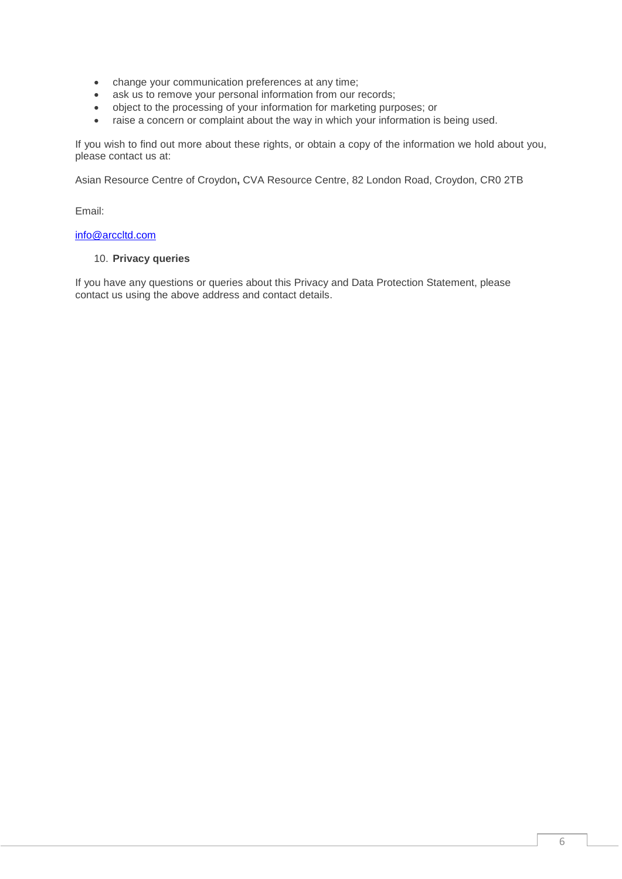- change your communication preferences at any time;
- ask us to remove your personal information from our records;
- object to the processing of your information for marketing purposes; or
- raise a concern or complaint about the way in which your information is being used.

If you wish to find out more about these rights, or obtain a copy of the information we hold about you, please contact us at:

Asian Resource Centre of Croydon**,** CVA Resource Centre, 82 London Road, Croydon, CR0 2TB

Email:

info@arccltd.com

10. **Privacy queries**

If you have any questions or queries about this Privacy and Data Protection Statement, please contact us using the above address and contact details.